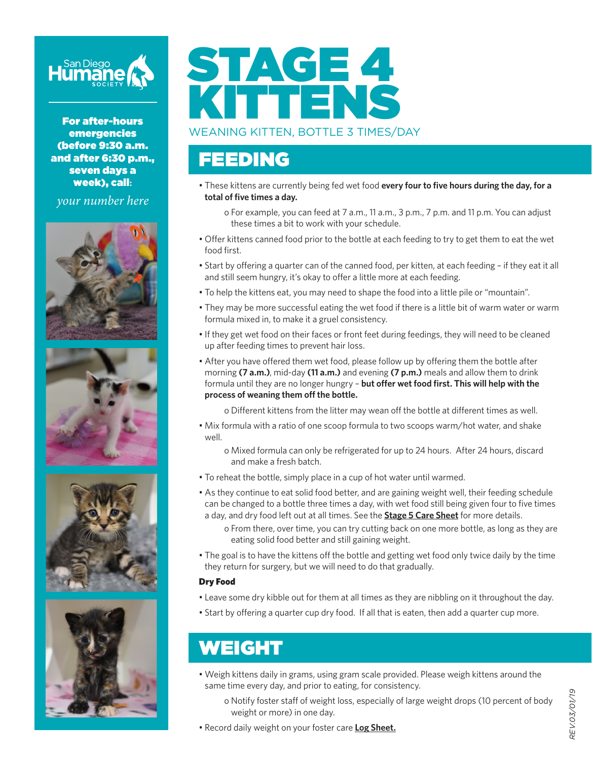San Diego Humane Society

**For after-hours emergencies (before 9:30 a.m. and after 6:30 p.m., seven days a week), call**:

*your number here*

# STAGE 4 KITTENS

WEANING KITTEN, BOTTLE 3 TIMES/DAY

## FEEDING

- These kittens are currently being fed wet food **every four to five hours during the day, for a total of five times a day.**
  - For example, you can feed at 7 a.m., 11 a.m., 3 p.m., 7 p.m. and 11 p.m. You can adjust these times a bit to work with your schedule.
- Offer kittens canned food prior to the bottle at each feeding to try to get them to eat the wet food first.
- Start by offering a quarter can of the canned food, per kitten, at each feeding – if they eat it all and still seem hungry, it's okay to offer a little more at each feeding.
- To help the kittens eat, you may need to shape the food into a little pile or "mountain".
- They may be more successful eating the wet food if there is a little bit of warm water or warm formula mixed in, to make it a gruel consistency.
- If they get wet food on their faces or front feet during feedings, they will need to be cleaned up after feeding times to prevent hair loss.
- After you have offered them wet food, please follow up by offering them the bottle after morning **(7 a.m.)**, mid-day **(11 a.m.)** and evening **(7 p.m.)** meals and allow them to drink formula until they are no longer hungry – **but offer wet food first. This will help with the process of weaning them off the bottle.**
  - Different kittens from the litter may wean off the bottle at different times as well.
- Mix formula with a ratio of one scoop formula to two scoops warm/hot water, and shake well.
  - Mixed formula can only be refrigerated for up to 24 hours. After 24 hours, discard and make a fresh batch.
- To reheat the bottle, simply place in a cup of hot water until warmed.
- As they continue to eat solid food better, and are gaining weight well, their feeding schedule can be changed to a bottle three times a day, with wet food still being given four to five times a day, and dry food left out at all times. See the **Stage 5 Care Sheet** for more details.
  - From there, over time, you can try cutting back on one more bottle, as long as they are eating solid food better and still gaining weight.
- The goal is to have the kittens off the bottle and getting wet food only twice daily by the time they return for surgery, but we will need to do that gradually.

### Dry Food

- Leave some dry kibble out for them at all times as they are nibbling on it throughout the day.
- Start by offering a quarter cup dry food. If all that is eaten, then add a quarter cup more.

## WEIGHT

- Weigh kittens daily in grams, using gram scale provided. Please weigh kittens around the same time every day, and prior to eating, for consistency.
  - Notify foster staff of weight loss, especially of large weight drops (10 percent of body weight or more) in one day.
- Record daily weight on your foster care **Log Sheet.**

REV.03/01/19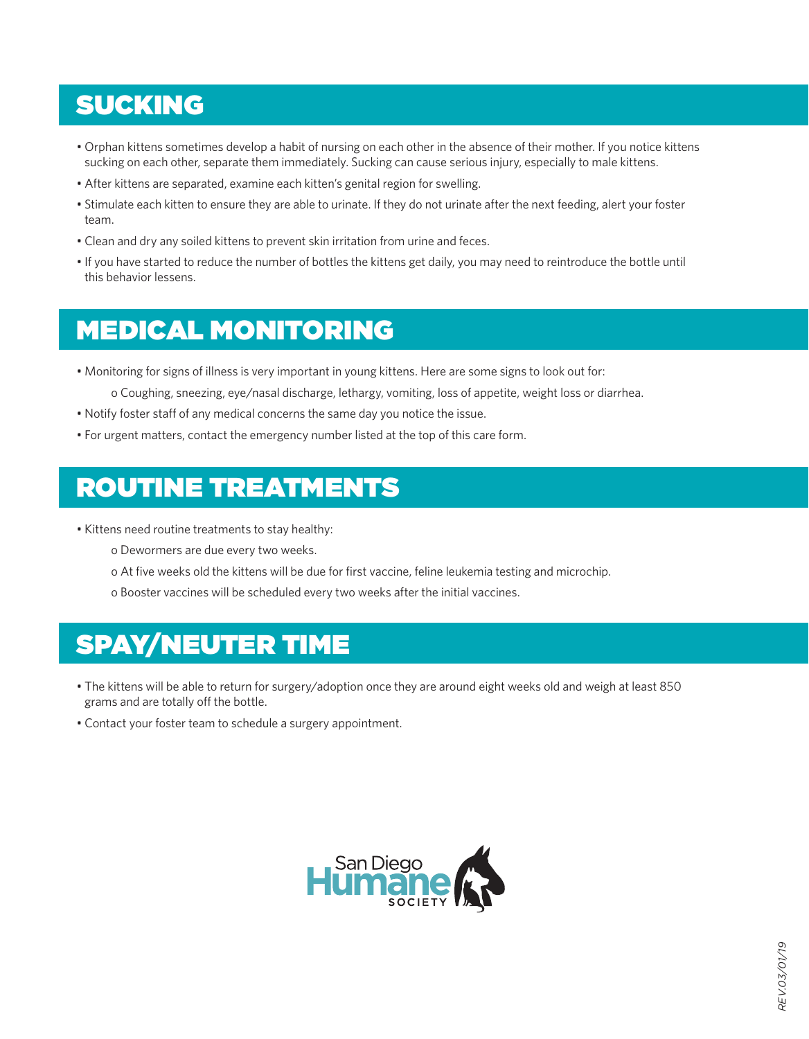## SUCKING

- Orphan kittens sometimes develop a habit of nursing on each other in the absence of their mother. If you notice kittens sucking on each other, separate them immediately. Sucking can cause serious injury, especially to male kittens.
- After kittens are separated, examine each kitten's genital region for swelling.
- Stimulate each kitten to ensure they are able to urinate. If they do not urinate after the next feeding, alert your foster team.
- Clean and dry any soiled kittens to prevent skin irritation from urine and feces.
- If you have started to reduce the number of bottles the kittens get daily, you may need to reintroduce the bottle until this behavior lessens.

## MEDICAL MONITORING

- Monitoring for signs of illness is very important in young kittens. Here are some signs to look out for:
  - Coughing, sneezing, eye/nasal discharge, lethargy, vomiting, loss of appetite, weight loss or diarrhea.
- Notify foster staff of any medical concerns the same day you notice the issue.
- For urgent matters, contact the emergency number listed at the top of this care form.

## ROUTINE TREATMENTS

- Kittens need routine treatments to stay healthy:
  - Dewormers are due every two weeks.
  - At five weeks old the kittens will be due for first vaccine, feline leukemia testing and microchip.
  - Booster vaccines will be scheduled every two weeks after the initial vaccines.

## SPAY/NEUTER TIME

- The kittens will be able to return for surgery/adoption once they are around eight weeks old and weigh at least 850 grams and are totally off the bottle.
- Contact your foster team to schedule a surgery appointment.

San Diego Humane Society

REV.03/01/19